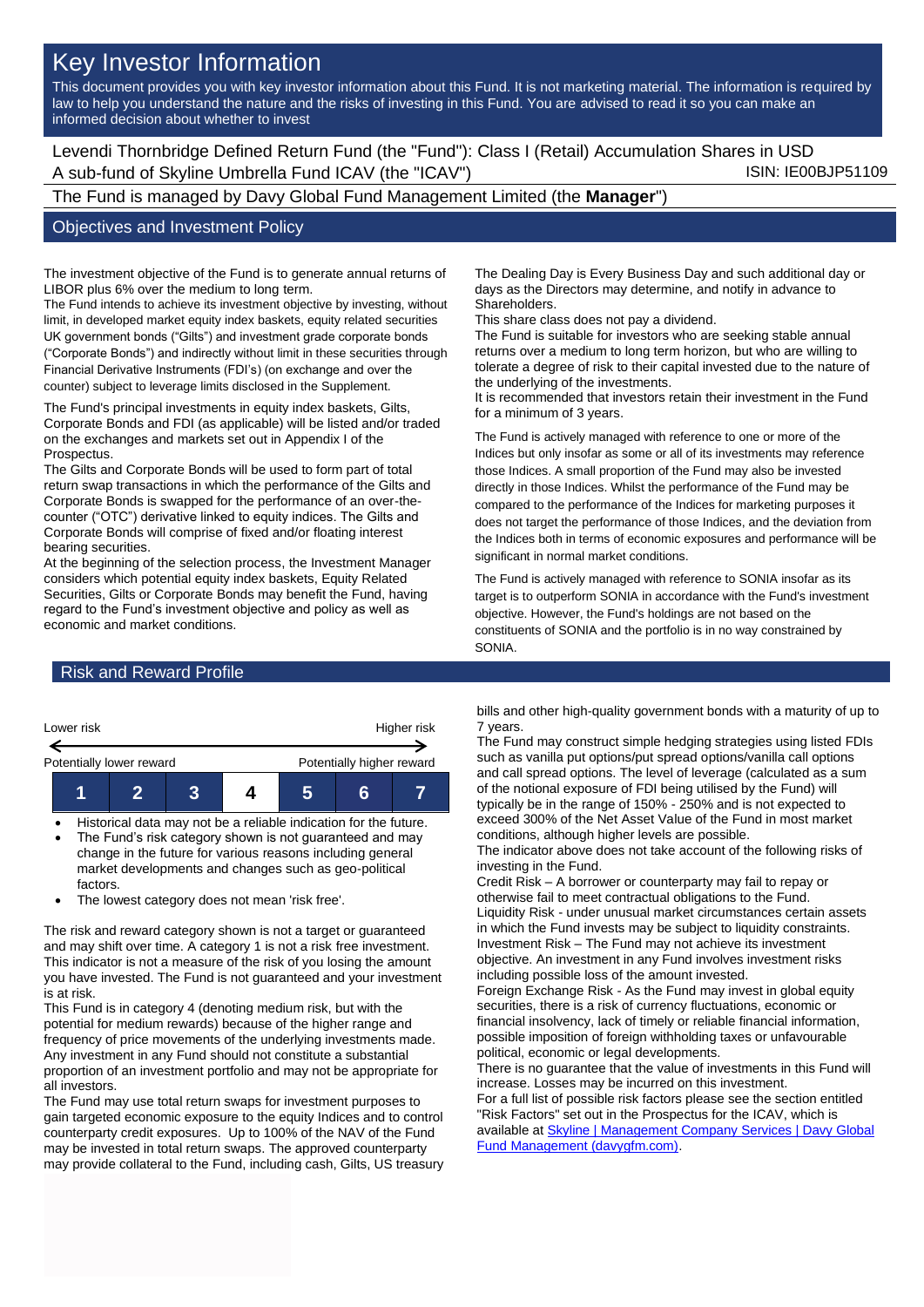# Key Investor Information

This document provides you with key investor information about this Fund. It is not marketing material. The information is required by law to help you understand the nature and the risks of investing in this Fund. You are advised to read it so you can make an informed decision about whether to invest

Levendi Thornbridge Defined Return Fund (the "Fund"): Class I (Retail) Accumulation Shares in USD
A sub-fund of Skyline Umbrella Fund ICAV (the "ICAV") ISIN: IE00BJP51109

The Fund is managed by Davy Global Fund Management Limited (the **Manager**")

## Objectives and Investment Policy

The investment objective of the Fund is to generate annual returns of LIBOR plus 6% over the medium to long term.
The Fund intends to achieve its investment objective by investing, without limit, in developed market equity index baskets, equity related securities UK government bonds ("Gilts") and investment grade corporate bonds ("Corporate Bonds") and indirectly without limit in these securities through Financial Derivative Instruments (FDI's) (on exchange and over the counter) subject to leverage limits disclosed in the Supplement.

The Fund's principal investments in equity index baskets, Gilts, Corporate Bonds and FDI (as applicable) will be listed and/or traded on the exchanges and markets set out in Appendix I of the Prospectus.
The Gilts and Corporate Bonds will be used to form part of total return swap transactions in which the performance of the Gilts and Corporate Bonds is swapped for the performance of an over-the-counter ("OTC") derivative linked to equity indices. The Gilts and Corporate Bonds will comprise of fixed and/or floating interest bearing securities.
At the beginning of the selection process, the Investment Manager considers which potential equity index baskets, Equity Related Securities, Gilts or Corporate Bonds may benefit the Fund, having regard to the Fund's investment objective and policy as well as economic and market conditions.

The Dealing Day is Every Business Day and such additional day or days as the Directors may determine, and notify in advance to Shareholders.
This share class does not pay a dividend.
The Fund is suitable for investors who are seeking stable annual returns over a medium to long term horizon, but who are willing to tolerate a degree of risk to their capital invested due to the nature of the underlying of the investments.
It is recommended that investors retain their investment in the Fund for a minimum of 3 years.

The Fund is actively managed with reference to one or more of the Indices but only insofar as some or all of its investments may reference those Indices. A small proportion of the Fund may also be invested directly in those Indices. Whilst the performance of the Fund may be compared to the performance of the Indices for marketing purposes it does not target the performance of those Indices, and the deviation from the Indices both in terms of economic exposures and performance will be significant in normal market conditions.

The Fund is actively managed with reference to SONIA insofar as its target is to outperform SONIA in accordance with the Fund's investment objective. However, the Fund's holdings are not based on the constituents of SONIA and the portfolio is in no way constrained by SONIA.

## Risk and Reward Profile

| Lower risk | | | | | | Higher risk |
|---|---|---|---|---|---|---|
| Potentially lower reward | | | | | | Potentially higher reward |
| 1 | 2 | 3 | **4** | 5 | 6 | 7 |

- Historical data may not be a reliable indication for the future.
- The Fund's risk category shown is not guaranteed and may change in the future for various reasons including general market developments and changes such as geo-political factors.
- The lowest category does not mean 'risk free'.

The risk and reward category shown is not a target or guaranteed and may shift over time. A category 1 is not a risk free investment. This indicator is not a measure of the risk of you losing the amount you have invested. The Fund is not guaranteed and your investment is at risk.
This Fund is in category 4 (denoting medium risk, but with the potential for medium rewards) because of the higher range and frequency of price movements of the underlying investments made. Any investment in any Fund should not constitute a substantial proportion of an investment portfolio and may not be appropriate for all investors.
The Fund may use total return swaps for investment purposes to gain targeted economic exposure to the equity Indices and to control counterparty credit exposures. Up to 100% of the NAV of the Fund may be invested in total return swaps. The approved counterparty may provide collateral to the Fund, including cash, Gilts, US treasury bills and other high-quality government bonds with a maturity of up to 7 years.
The Fund may construct simple hedging strategies using listed FDIs such as vanilla put options/put spread options/vanilla call options and call spread options. The level of leverage (calculated as a sum of the notional exposure of FDI being utilised by the Fund) will typically be in the range of 150% - 250% and is not expected to exceed 300% of the Net Asset Value of the Fund in most market conditions, although higher levels are possible.
The indicator above does not take account of the following risks of investing in the Fund.
Credit Risk – A borrower or counterparty may fail to repay or otherwise fail to meet contractual obligations to the Fund.
Liquidity Risk - under unusual market circumstances certain assets in which the Fund invests may be subject to liquidity constraints.
Investment Risk – The Fund may not achieve its investment objective. An investment in any Fund involves investment risks including possible loss of the amount invested.
Foreign Exchange Risk - As the Fund may invest in global equity securities, there is a risk of currency fluctuations, economic or financial insolvency, lack of timely or reliable financial information, possible imposition of foreign withholding taxes or unfavourable political, economic or legal developments.
There is no guarantee that the value of investments in this Fund will increase. Losses may be incurred on this investment.
For a full list of possible risk factors please see the section entitled "Risk Factors" set out in the Prospectus for the ICAV, which is available at [Skyline | Management Company Services | Davy Global Fund Management (davygfm.com)](Skyline | Management Company Services | Davy Global Fund Management (davygfm.com)).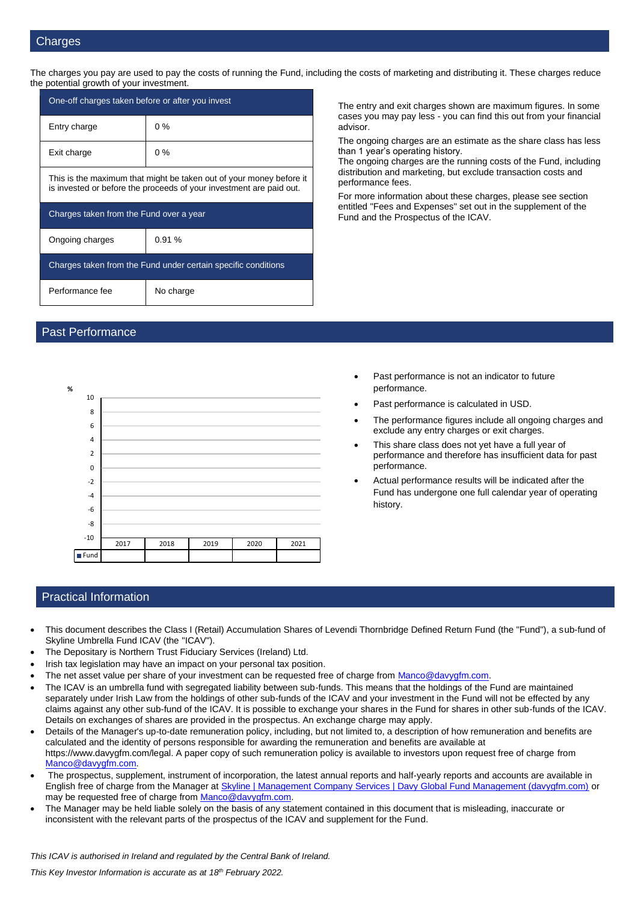## Charges

The charges you pay are used to pay the costs of running the Fund, including the costs of marketing and distributing it. These charges reduce the potential growth of your investment.

| One-off charges taken before or after you invest | |
|---|---|
| Entry charge | 0 % |
| Exit charge | 0 % |
| This is the maximum that might be taken out of your money before it is invested or before the proceeds of your investment are paid out. | |
| **Charges taken from the Fund over a year** | |
| Ongoing charges | 0.91 % |
| **Charges taken from the Fund under certain specific conditions** | |
| Performance fee | No charge |

The entry and exit charges shown are maximum figures. In some cases you may pay less - you can find this out from your financial advisor.

The ongoing charges are an estimate as the share class has less than 1 year's operating history.

The ongoing charges are the running costs of the Fund, including distribution and marketing, but exclude transaction costs and performance fees.

For more information about these charges, please see section entitled "Fees and Expenses" set out in the supplement of the Fund and the Prospectus of the ICAV.

## Past Performance

%
10
8
6
4
2
0
-2
-4
-6
-8
-10
2017 2018 2019 2020 2021
Fund

- Past performance is not an indicator to future performance.
- Past performance is calculated in USD.
- The performance figures include all ongoing charges and exclude any entry charges or exit charges.
- This share class does not yet have a full year of performance and therefore has insufficient data for past performance.
- Actual performance results will be indicated after the Fund has undergone one full calendar year of operating history.

## Practical Information

- This document describes the Class I (Retail) Accumulation Shares of Levendi Thornbridge Defined Return Fund (the "Fund"), a sub-fund of Skyline Umbrella Fund ICAV (the "ICAV").
- The Depositary is Northern Trust Fiduciary Services (Ireland) Ltd.
- Irish tax legislation may have an impact on your personal tax position.
- The net asset value per share of your investment can be requested free of charge from Manco@davygfm.com.
- The ICAV is an umbrella fund with segregated liability between sub-funds. This means that the holdings of the Fund are maintained separately under Irish Law from the holdings of other sub-funds of the ICAV and your investment in the Fund will not be effected by any claims against any other sub-fund of the ICAV. It is possible to exchange your shares in the Fund for shares in other sub-funds of the ICAV. Details on exchanges of shares are provided in the prospectus. An exchange charge may apply.
- Details of the Manager's up-to-date remuneration policy, including, but not limited to, a description of how remuneration and benefits are calculated and the identity of persons responsible for awarding the remuneration and benefits are available at https://www.davygfm.com/legal. A paper copy of such remuneration policy is available to investors upon request free of charge from Manco@davygfm.com.
- The prospectus, supplement, instrument of incorporation, the latest annual reports and half-yearly reports and accounts are available in English free of charge from the Manager at Skyline | Management Company Services | Davy Global Fund Management (davygfm.com) or may be requested free of charge from Manco@davygfm.com.
- The Manager may be held liable solely on the basis of any statement contained in this document that is misleading, inaccurate or inconsistent with the relevant parts of the prospectus of the ICAV and supplement for the Fund.

*This ICAV is authorised in Ireland and regulated by the Central Bank of Ireland.*

*This Key Investor Information is accurate as at 18th February 2022.*